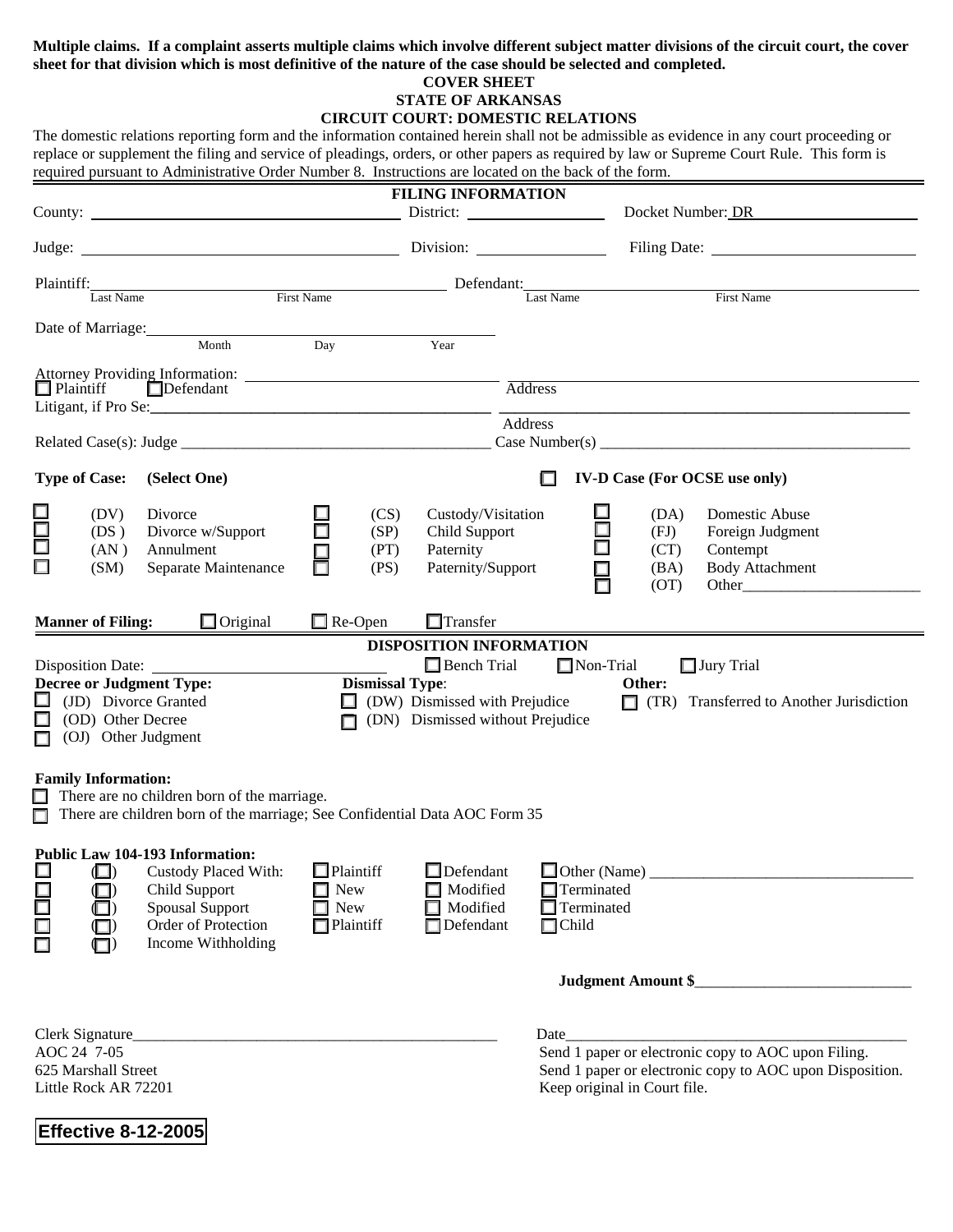**Multiple claims. If a complaint asserts multiple claims which involve different subject matter divisions of the circuit court, the cover sheet for that division which is most definitive of the nature of the case should be selected and completed.**

# COVER SHEET
## STATE OF ARKANSAS
## CIRCUIT COURT: DOMESTIC RELATIONS

The domestic relations reporting form and the information contained herein shall not be admissible as evidence in any court proceeding or replace or supplement the filing and service of pleadings, orders, or other papers as required by law or Supreme Court Rule. This form is required pursuant to Administrative Order Number 8. Instructions are located on the back of the form.

### FILING INFORMATION

County: ______________________ District: ______________ Docket Number: DR______________

Judge: ______________________ Division: ______________ Filing Date: ______________

Plaintiff: ______________ (Last Name) ______________ (First Name) Defendant: ______________ (Last Name) ______________ (First Name)

Date of Marriage: ______ (Month) ______ (Day) ______ (Year)

Attorney Providing Information: ______________________ ______________________ (Address)

☐ Plaintiff ☐ Defendant

Litigant, if Pro Se: ______________________ ______________________ (Address)

Related Case(s): Judge ______________________ Case Number(s) ______________________

**Type of Case: (Select One)** ☐ **IV-D Case (For OCSE use only)**

| | | | | | |
|---|---|---|---|---|---|
| ☐ (DV) Divorce | ☐ (CS) Custody/Visitation | ☐ (DA) Domestic Abuse |
| ☐ (DS) Divorce w/Support | ☐ (SP) Child Support | ☐ (FJ) Foreign Judgment |
| ☐ (AN) Annulment | ☐ (PT) Paternity | ☐ (CT) Contempt |
| ☐ (SM) Separate Maintenance | ☐ (PS) Paternity/Support | ☐ (BA) Body Attachment |
| | | ☐ (OT) Other______________________ |

**Manner of Filing:** ☐ Original ☐ Re-Open ☐ Transfer

### DISPOSITION INFORMATION

Disposition Date: ______________ ☐ Bench Trial ☐ Non-Trial ☐ Jury Trial

| **Decree or Judgment Type:** | **Dismissal Type:** | **Other:** |
|---|---|---|
| ☐ (JD) Divorce Granted | ☐ (DW) Dismissed with Prejudice | ☐ (TR) Transferred to Another Jurisdiction |
| ☐ (OD) Other Decree | ☐ (DN) Dismissed without Prejudice | |
| ☐ (OJ) Other Judgment | | |

**Family Information:**

☐ There are no children born of the marriage.

☐ There are children born of the marriage; See Confidential Data AOC Form 35

**Public Law 104-193 Information:**

| | | | | | |
|---|---|---|---|---|---|
| ☐ | (☐) | Custody Placed With: | ☐ Plaintiff | ☐ Defendant | ☐ Other (Name) ______________________ |
| ☐ | (☐) | Child Support | ☐ New | ☐ Modified | ☐ Terminated |
| ☐ | (☐) | Spousal Support | ☐ New | ☐ Modified | ☐ Terminated |
| ☐ | (☐) | Order of Protection | ☐ Plaintiff | ☐ Defendant | ☐ Child |
| ☐ | (☐) | Income Withholding | | | |

**Judgment Amount $**______________________

Clerk Signature______________________ Date______________________

AOC 24 7-05
625 Marshall Street
Little Rock AR 72201

Send 1 paper or electronic copy to AOC upon Filing.
Send 1 paper or electronic copy to AOC upon Disposition.
Keep original in Court file.

**Effective 8-12-2005**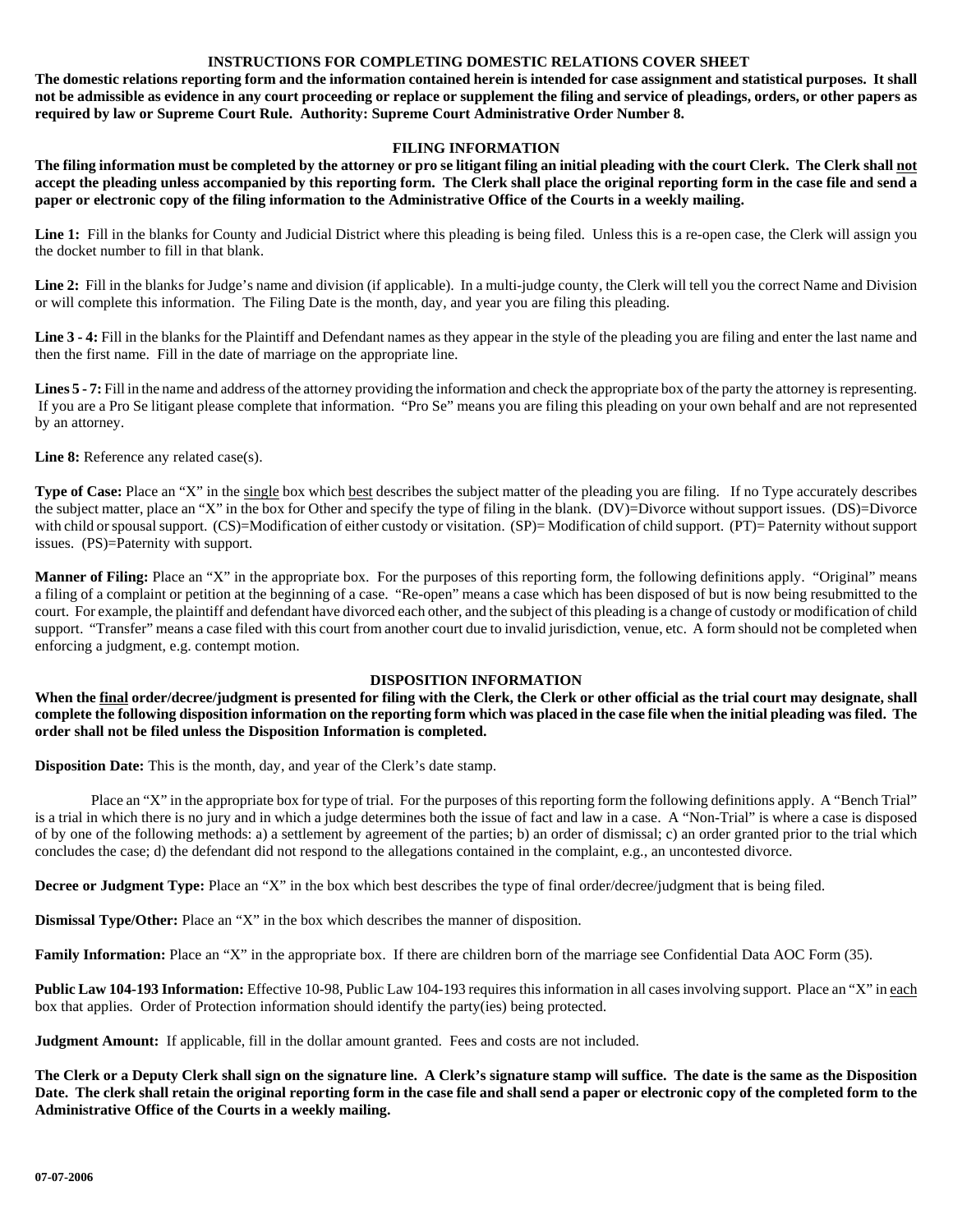## INSTRUCTIONS FOR COMPLETING DOMESTIC RELATIONS COVER SHEET

**The domestic relations reporting form and the information contained herein is intended for case assignment and statistical purposes. It shall not be admissible as evidence in any court proceeding or replace or supplement the filing and service of pleadings, orders, or other papers as required by law or Supreme Court Rule. Authority: Supreme Court Administrative Order Number 8.**

### FILING INFORMATION

**The filing information must be completed by the attorney or pro se litigant filing an initial pleading with the court Clerk. The Clerk shall not accept the pleading unless accompanied by this reporting form. The Clerk shall place the original reporting form in the case file and send a paper or electronic copy of the filing information to the Administrative Office of the Courts in a weekly mailing.**

**Line 1:** Fill in the blanks for County and Judicial District where this pleading is being filed. Unless this is a re-open case, the Clerk will assign you the docket number to fill in that blank.

**Line 2:** Fill in the blanks for Judge's name and division (if applicable). In a multi-judge county, the Clerk will tell you the correct Name and Division or will complete this information. The Filing Date is the month, day, and year you are filing this pleading.

**Line 3 - 4:** Fill in the blanks for the Plaintiff and Defendant names as they appear in the style of the pleading you are filing and enter the last name and then the first name. Fill in the date of marriage on the appropriate line.

**Lines 5 - 7:** Fill in the name and address of the attorney providing the information and check the appropriate box of the party the attorney is representing. If you are a Pro Se litigant please complete that information. "Pro Se" means you are filing this pleading on your own behalf and are not represented by an attorney.

**Line 8:** Reference any related case(s).

**Type of Case:** Place an "X" in the single box which best describes the subject matter of the pleading you are filing. If no Type accurately describes the subject matter, place an "X" in the box for Other and specify the type of filing in the blank. (DV)=Divorce without support issues. (DS)=Divorce with child or spousal support. (CS)=Modification of either custody or visitation. (SP)= Modification of child support. (PT)= Paternity without support issues. (PS)=Paternity with support.

**Manner of Filing:** Place an "X" in the appropriate box. For the purposes of this reporting form, the following definitions apply. "Original" means a filing of a complaint or petition at the beginning of a case. "Re-open" means a case which has been disposed of but is now being resubmitted to the court. For example, the plaintiff and defendant have divorced each other, and the subject of this pleading is a change of custody or modification of child support. "Transfer" means a case filed with this court from another court due to invalid jurisdiction, venue, etc. A form should not be completed when enforcing a judgment, e.g. contempt motion.

### DISPOSITION INFORMATION

**When the final order/decree/judgment is presented for filing with the Clerk, the Clerk or other official as the trial court may designate, shall complete the following disposition information on the reporting form which was placed in the case file when the initial pleading was filed. The order shall not be filed unless the Disposition Information is completed.**

**Disposition Date:** This is the month, day, and year of the Clerk's date stamp.

Place an "X" in the appropriate box for type of trial. For the purposes of this reporting form the following definitions apply. A "Bench Trial" is a trial in which there is no jury and in which a judge determines both the issue of fact and law in a case. A "Non-Trial" is where a case is disposed of by one of the following methods: a) a settlement by agreement of the parties; b) an order of dismissal; c) an order granted prior to the trial which concludes the case; d) the defendant did not respond to the allegations contained in the complaint, e.g., an uncontested divorce.

**Decree or Judgment Type:** Place an "X" in the box which best describes the type of final order/decree/judgment that is being filed.

**Dismissal Type/Other:** Place an "X" in the box which describes the manner of disposition.

**Family Information:** Place an "X" in the appropriate box. If there are children born of the marriage see Confidential Data AOC Form (35).

**Public Law 104-193 Information:** Effective 10-98, Public Law 104-193 requires this information in all cases involving support. Place an "X" in each box that applies. Order of Protection information should identify the party(ies) being protected.

**Judgment Amount:** If applicable, fill in the dollar amount granted. Fees and costs are not included.

**The Clerk or a Deputy Clerk shall sign on the signature line. A Clerk's signature stamp will suffice. The date is the same as the Disposition Date. The clerk shall retain the original reporting form in the case file and shall send a paper or electronic copy of the completed form to the Administrative Office of the Courts in a weekly mailing.**

07-07-2006